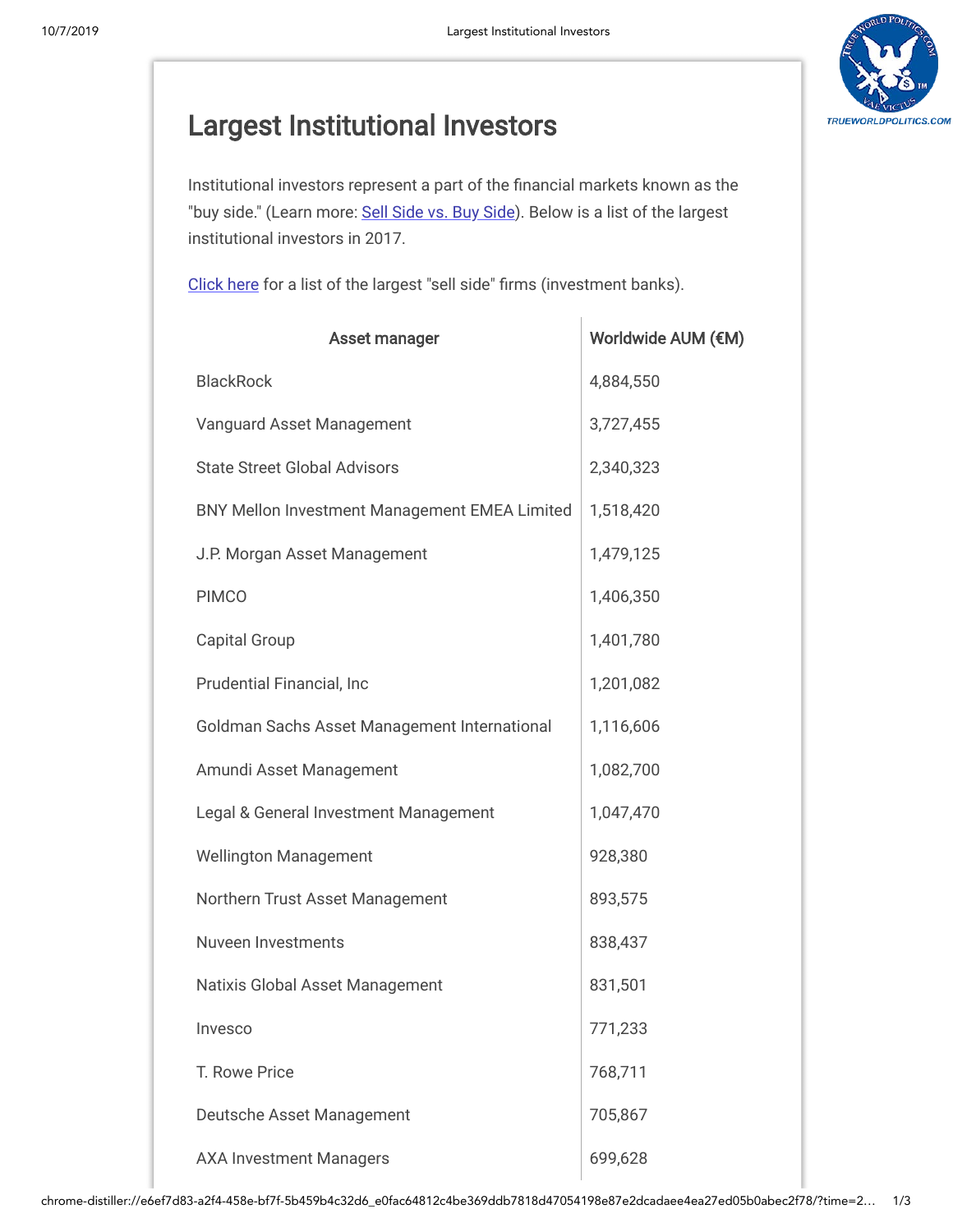# Largest Institutional Investors

Institutional investors represent a part of the financial markets known as the "buy side." (Learn more: [Sell Side vs. Buy Side](#)). Below is a list of the largest institutional investors in 2017.

[Click here](#) for a list of the largest "sell side" firms (investment banks).

| Asset manager | Worldwide AUM (€M) |
|---|---|
| BlackRock | 4,884,550 |
| Vanguard Asset Management | 3,727,455 |
| State Street Global Advisors | 2,340,323 |
| BNY Mellon Investment Management EMEA Limited | 1,518,420 |
| J.P. Morgan Asset Management | 1,479,125 |
| PIMCO | 1,406,350 |
| Capital Group | 1,401,780 |
| Prudential Financial, Inc | 1,201,082 |
| Goldman Sachs Asset Management International | 1,116,606 |
| Amundi Asset Management | 1,082,700 |
| Legal & General Investment Management | 1,047,470 |
| Wellington Management | 928,380 |
| Northern Trust Asset Management | 893,575 |
| Nuveen Investments | 838,437 |
| Natixis Global Asset Management | 831,501 |
| Invesco | 771,233 |
| T. Rowe Price | 768,711 |
| Deutsche Asset Management | 705,867 |
| AXA Investment Managers | 699,628 |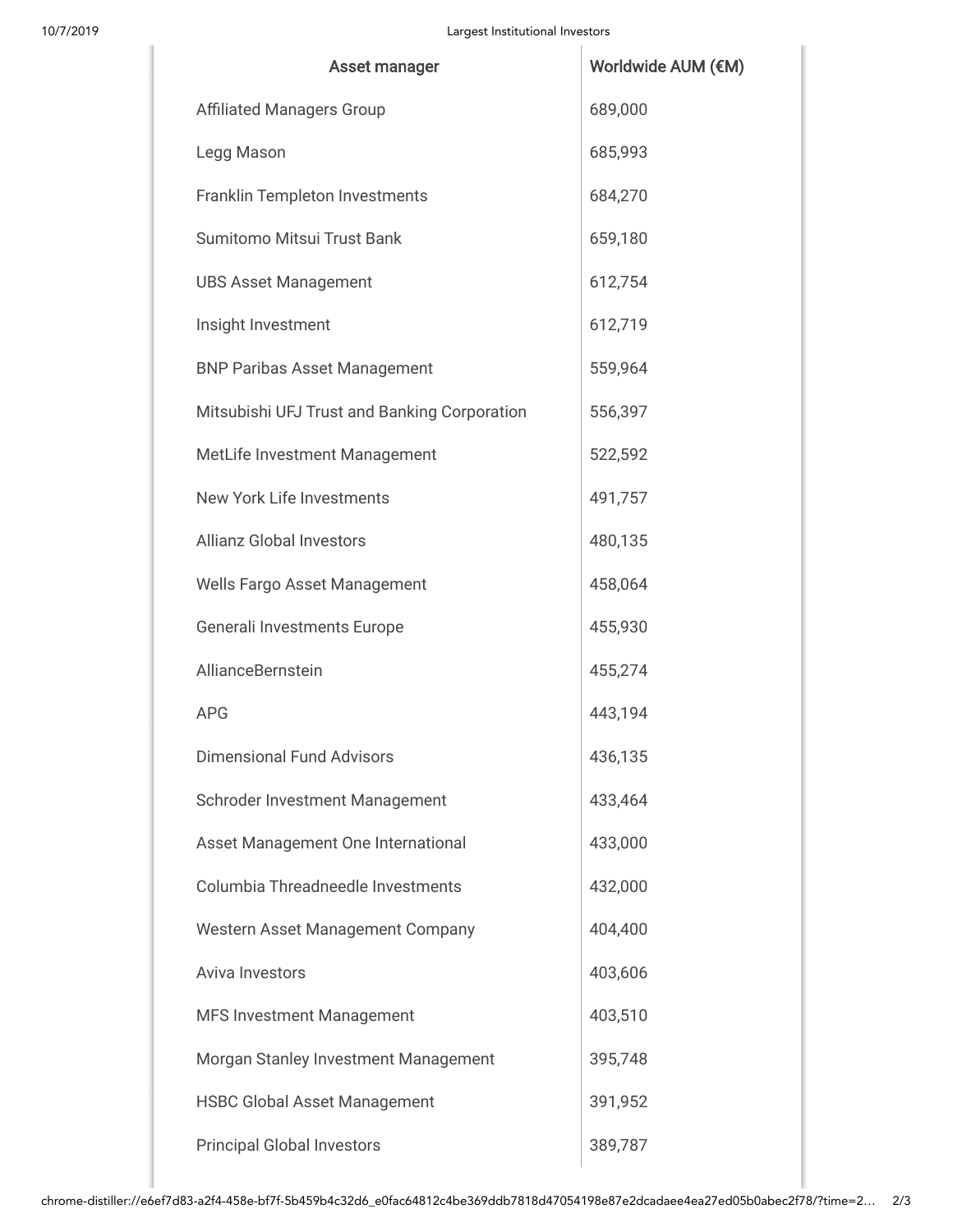| Asset manager | Worldwide AUM (€M) |
| --- | --- |
| Affiliated Managers Group | 689,000 |
| Legg Mason | 685,993 |
| Franklin Templeton Investments | 684,270 |
| Sumitomo Mitsui Trust Bank | 659,180 |
| UBS Asset Management | 612,754 |
| Insight Investment | 612,719 |
| BNP Paribas Asset Management | 559,964 |
| Mitsubishi UFJ Trust and Banking Corporation | 556,397 |
| MetLife Investment Management | 522,592 |
| New York Life Investments | 491,757 |
| Allianz Global Investors | 480,135 |
| Wells Fargo Asset Management | 458,064 |
| Generali Investments Europe | 455,930 |
| AllianceBernstein | 455,274 |
| APG | 443,194 |
| Dimensional Fund Advisors | 436,135 |
| Schroder Investment Management | 433,464 |
| Asset Management One International | 433,000 |
| Columbia Threadneedle Investments | 432,000 |
| Western Asset Management Company | 404,400 |
| Aviva Investors | 403,606 |
| MFS Investment Management | 403,510 |
| Morgan Stanley Investment Management | 395,748 |
| HSBC Global Asset Management | 391,952 |
| Principal Global Investors | 389,787 |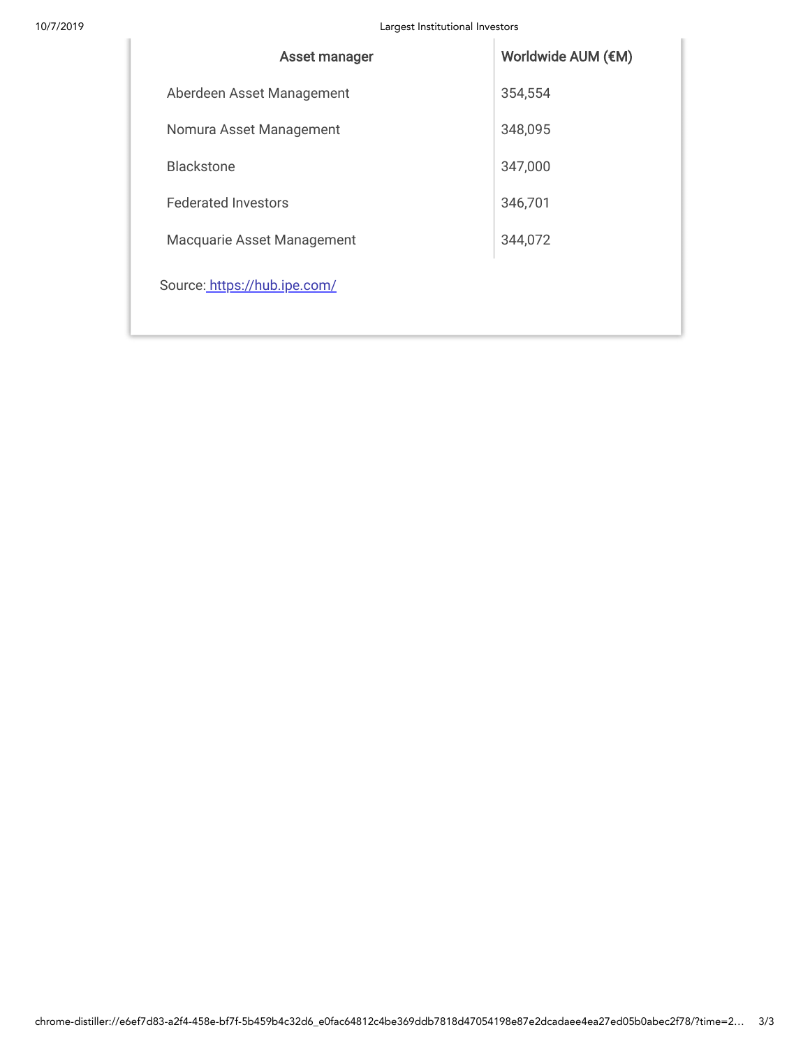| Asset manager | Worldwide AUM (€M) |
| --- | --- |
| Aberdeen Asset Management | 354,554 |
| Nomura Asset Management | 348,095 |
| Blackstone | 347,000 |
| Federated Investors | 346,701 |
| Macquarie Asset Management | 344,072 |

Source: https://hub.ipe.com/